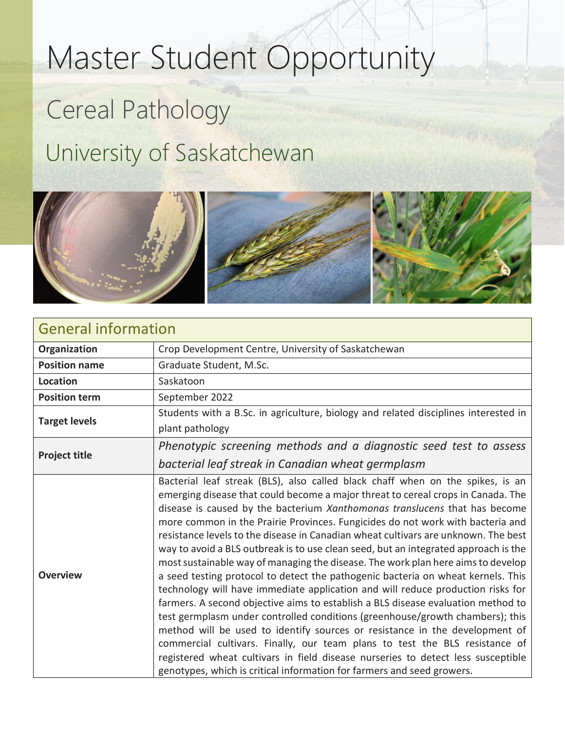# Master Student Opportunity

## Cereal Pathology

## University of Saskatchewan

| General information | |
|---|---|
| **Organization** | Crop Development Centre, University of Saskatchewan |
| **Position name** | Graduate Student, M.Sc. |
| **Location** | Saskatoon |
| **Position term** | September 2022 |
| **Target levels** | Students with a B.Sc. in agriculture, biology and related disciplines interested in plant pathology |
| **Project title** | *Phenotypic screening methods and a diagnostic seed test to assess bacterial leaf streak in Canadian wheat germplasm* |
| **Overview** | Bacterial leaf streak (BLS), also called black chaff when on the spikes, is an emerging disease that could become a major threat to cereal crops in Canada. The disease is caused by the bacterium *Xanthomonas translucens* that has become more common in the Prairie Provinces. Fungicides do not work with bacteria and resistance levels to the disease in Canadian wheat cultivars are unknown. The best way to avoid a BLS outbreak is to use clean seed, but an integrated approach is the most sustainable way of managing the disease. The work plan here aims to develop a seed testing protocol to detect the pathogenic bacteria on wheat kernels. This technology will have immediate application and will reduce production risks for farmers. A second objective aims to establish a BLS disease evaluation method to test germplasm under controlled conditions (greenhouse/growth chambers); this method will be used to identify sources or resistance in the development of commercial cultivars. Finally, our team plans to test the BLS resistance of registered wheat cultivars in field disease nurseries to detect less susceptible genotypes, which is critical information for farmers and seed growers. |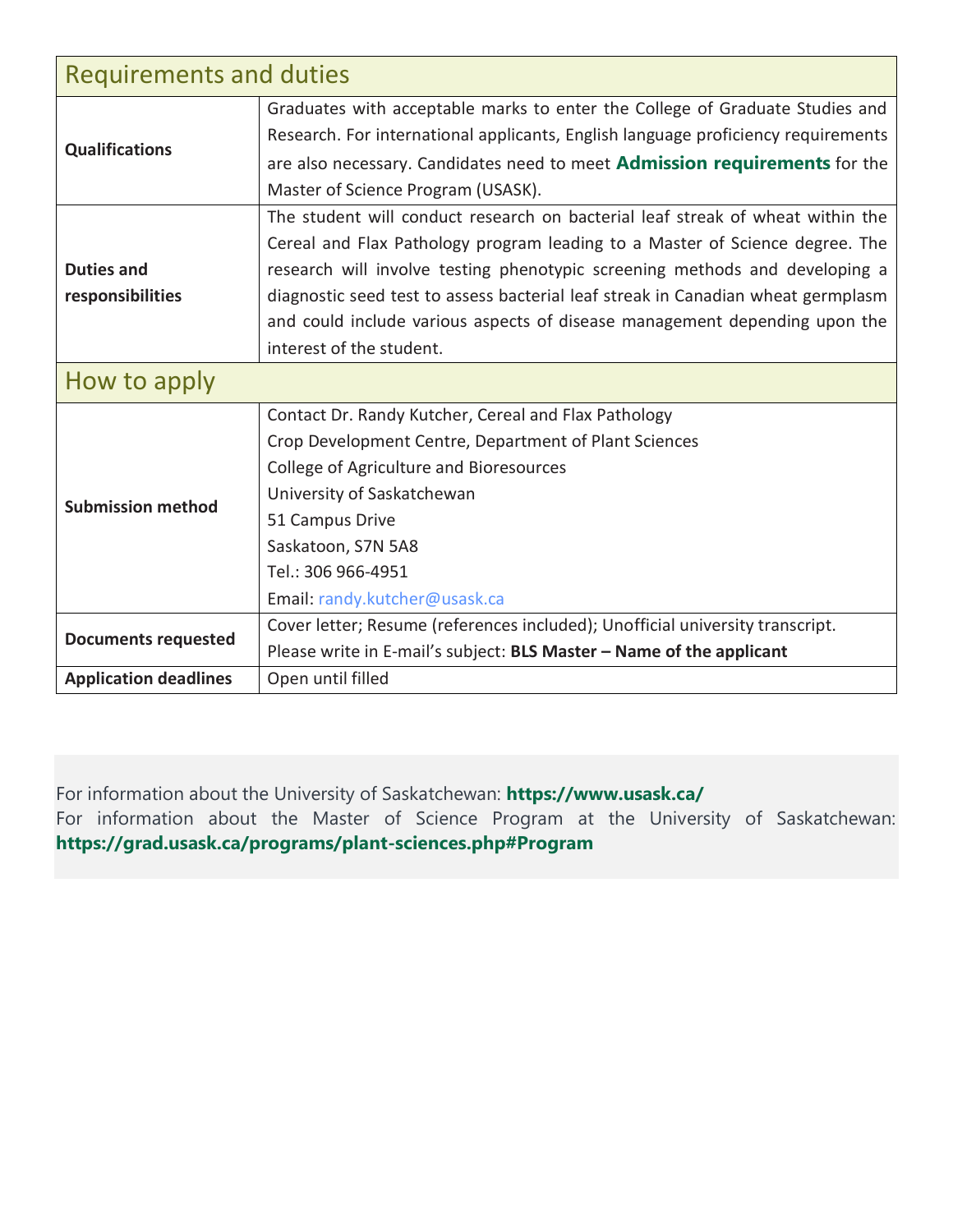## Requirements and duties

| | |
|---|---|
| **Qualifications** | Graduates with acceptable marks to enter the College of Graduate Studies and Research. For international applicants, English language proficiency requirements are also necessary. Candidates need to meet **Admission requirements** for the Master of Science Program (USASK). |
| **Duties and responsibilities** | The student will conduct research on bacterial leaf streak of wheat within the Cereal and Flax Pathology program leading to a Master of Science degree. The research will involve testing phenotypic screening methods and developing a diagnostic seed test to assess bacterial leaf streak in Canadian wheat germplasm and could include various aspects of disease management depending upon the interest of the student. |

## How to apply

| | |
|---|---|
| **Submission method** | Contact Dr. Randy Kutcher, Cereal and Flax Pathology<br>Crop Development Centre, Department of Plant Sciences<br>College of Agriculture and Bioresources<br>University of Saskatchewan<br>51 Campus Drive<br>Saskatoon, S7N 5A8<br>Tel.: 306 966-4951<br>Email: randy.kutcher@usask.ca |
| **Documents requested** | Cover letter; Resume (references included); Unofficial university transcript.<br>Please write in E-mail's subject: **BLS Master – Name of the applicant** |
| **Application deadlines** | Open until filled |

For information about the University of Saskatchewan: **https://www.usask.ca/**
For information about the Master of Science Program at the University of Saskatchewan: **https://grad.usask.ca/programs/plant-sciences.php#Program**